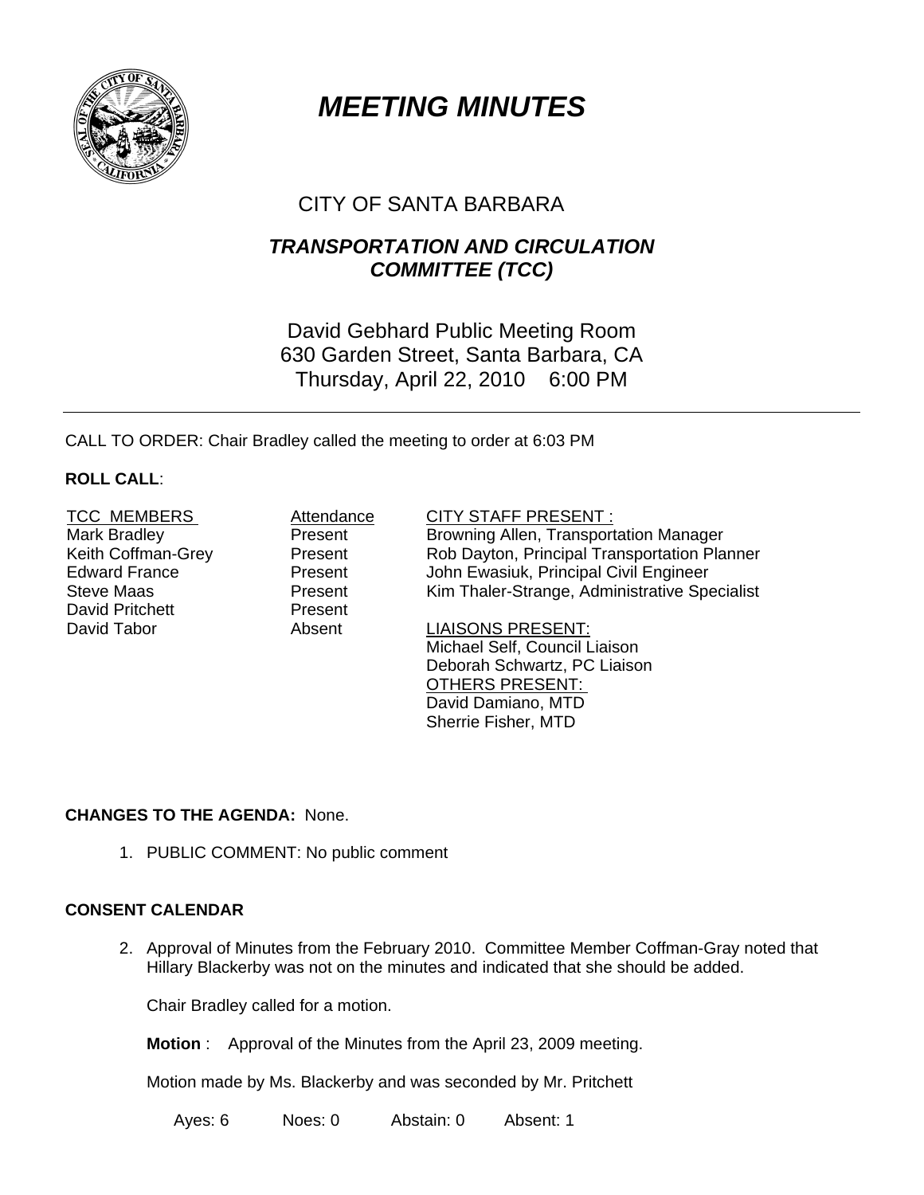# MEETING MINUTES

## CITY OF SANTA BARBARA

## TRANSPORTATION AND CIRCULATION COMMITTEE (TCC)

David Gebhard Public Meeting Room
630 Garden Street, Santa Barbara, CA
Thursday, April 22, 2010 6:00 PM

---

CALL TO ORDER: Chair Bradley called the meeting to order at 6:03 PM

**ROLL CALL**:

| TCC MEMBERS | Attendance | CITY STAFF PRESENT : |
|---|---|---|
| Mark Bradley | Present | Browning Allen, Transportation Manager |
| Keith Coffman-Grey | Present | Rob Dayton, Principal Transportation Planner |
| Edward France | Present | John Ewasiuk, Principal Civil Engineer |
| Steve Maas | Present | Kim Thaler-Strange, Administrative Specialist |
| David Pritchett | Present | |
| David Tabor | Absent | LIAISONS PRESENT: |
| | | Michael Self, Council Liaison |
| | | Deborah Schwartz, PC Liaison |
| | | OTHERS PRESENT: |
| | | David Damiano, MTD |
| | | Sherrie Fisher, MTD |

**CHANGES TO THE AGENDA:** None.

1. PUBLIC COMMENT: No public comment

**CONSENT CALENDAR**

2. Approval of Minutes from the February 2010. Committee Member Coffman-Gray noted that Hillary Blackerby was not on the minutes and indicated that she should be added.

   Chair Bradley called for a motion.

   **Motion** : Approval of the Minutes from the April 23, 2009 meeting.

   Motion made by Ms. Blackerby and was seconded by Mr. Pritchett

   Ayes: 6 Noes: 0 Abstain: 0 Absent: 1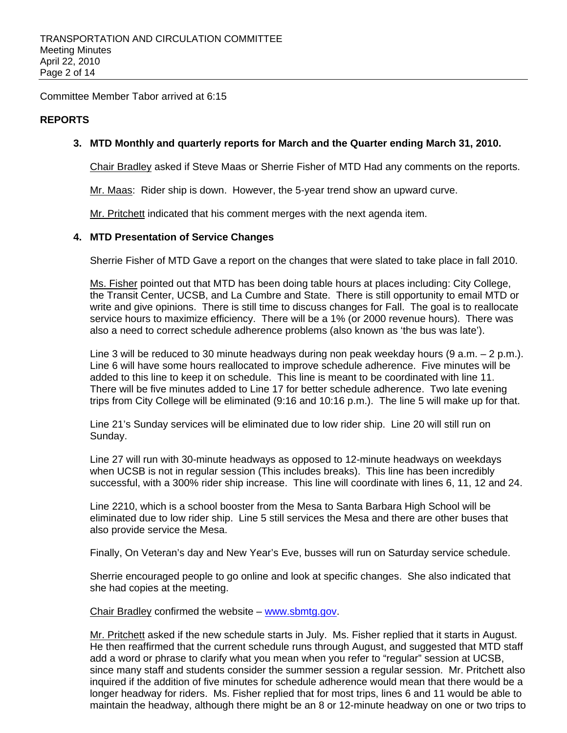Committee Member Tabor arrived at 6:15

## REPORTS

### 3. MTD Monthly and quarterly reports for March and the Quarter ending March 31, 2010.

Chair Bradley asked if Steve Maas or Sherrie Fisher of MTD Had any comments on the reports.

Mr. Maas: Rider ship is down. However, the 5-year trend show an upward curve.

Mr. Pritchett indicated that his comment merges with the next agenda item.

### 4. MTD Presentation of Service Changes

Sherrie Fisher of MTD Gave a report on the changes that were slated to take place in fall 2010.

Ms. Fisher pointed out that MTD has been doing table hours at places including: City College, the Transit Center, UCSB, and La Cumbre and State. There is still opportunity to email MTD or write and give opinions. There is still time to discuss changes for Fall. The goal is to reallocate service hours to maximize efficiency. There will be a 1% (or 2000 revenue hours). There was also a need to correct schedule adherence problems (also known as 'the bus was late').

Line 3 will be reduced to 30 minute headways during non peak weekday hours (9 a.m. – 2 p.m.). Line 6 will have some hours reallocated to improve schedule adherence. Five minutes will be added to this line to keep it on schedule. This line is meant to be coordinated with line 11. There will be five minutes added to Line 17 for better schedule adherence. Two late evening trips from City College will be eliminated (9:16 and 10:16 p.m.). The line 5 will make up for that.

Line 21's Sunday services will be eliminated due to low rider ship. Line 20 will still run on Sunday.

Line 27 will run with 30-minute headways as opposed to 12-minute headways on weekdays when UCSB is not in regular session (This includes breaks). This line has been incredibly successful, with a 300% rider ship increase. This line will coordinate with lines 6, 11, 12 and 24.

Line 2210, which is a school booster from the Mesa to Santa Barbara High School will be eliminated due to low rider ship. Line 5 still services the Mesa and there are other buses that also provide service the Mesa.

Finally, On Veteran's day and New Year's Eve, busses will run on Saturday service schedule.

Sherrie encouraged people to go online and look at specific changes. She also indicated that she had copies at the meeting.

Chair Bradley confirmed the website – [www.sbmtg.gov](www.sbmtg.gov).

Mr. Pritchett asked if the new schedule starts in July. Ms. Fisher replied that it starts in August. He then reaffirmed that the current schedule runs through August, and suggested that MTD staff add a word or phrase to clarify what you mean when you refer to "regular" session at UCSB, since many staff and students consider the summer session a regular session. Mr. Pritchett also inquired if the addition of five minutes for schedule adherence would mean that there would be a longer headway for riders. Ms. Fisher replied that for most trips, lines 6 and 11 would be able to maintain the headway, although there might be an 8 or 12-minute headway on one or two trips to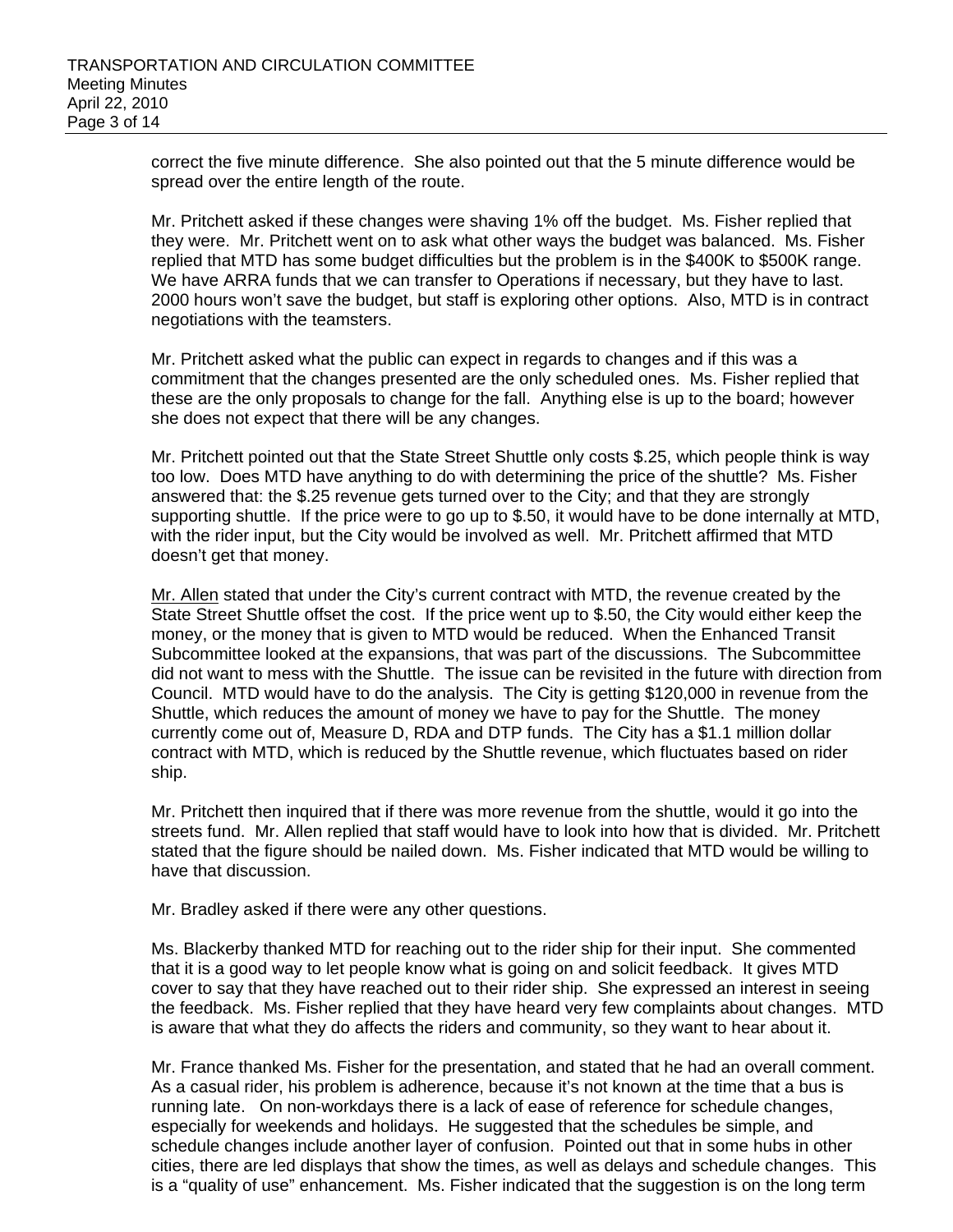correct the five minute difference. She also pointed out that the 5 minute difference would be spread over the entire length of the route.

Mr. Pritchett asked if these changes were shaving 1% off the budget. Ms. Fisher replied that they were. Mr. Pritchett went on to ask what other ways the budget was balanced. Ms. Fisher replied that MTD has some budget difficulties but the problem is in the $400K to $500K range. We have ARRA funds that we can transfer to Operations if necessary, but they have to last. 2000 hours won't save the budget, but staff is exploring other options. Also, MTD is in contract negotiations with the teamsters.

Mr. Pritchett asked what the public can expect in regards to changes and if this was a commitment that the changes presented are the only scheduled ones. Ms. Fisher replied that these are the only proposals to change for the fall. Anything else is up to the board; however she does not expect that there will be any changes.

Mr. Pritchett pointed out that the State Street Shuttle only costs $.25, which people think is way too low. Does MTD have anything to do with determining the price of the shuttle? Ms. Fisher answered that: the $.25 revenue gets turned over to the City; and that they are strongly supporting shuttle. If the price were to go up to $.50, it would have to be done internally at MTD, with the rider input, but the City would be involved as well. Mr. Pritchett affirmed that MTD doesn't get that money.

<u>Mr. Allen</u> stated that under the City's current contract with MTD, the revenue created by the State Street Shuttle offset the cost. If the price went up to $.50, the City would either keep the money, or the money that is given to MTD would be reduced. When the Enhanced Transit Subcommittee looked at the expansions, that was part of the discussions. The Subcommittee did not want to mess with the Shuttle. The issue can be revisited in the future with direction from Council. MTD would have to do the analysis. The City is getting $120,000 in revenue from the Shuttle, which reduces the amount of money we have to pay for the Shuttle. The money currently come out of, Measure D, RDA and DTP funds. The City has a $1.1 million dollar contract with MTD, which is reduced by the Shuttle revenue, which fluctuates based on rider ship.

Mr. Pritchett then inquired that if there was more revenue from the shuttle, would it go into the streets fund. Mr. Allen replied that staff would have to look into how that is divided. Mr. Pritchett stated that the figure should be nailed down. Ms. Fisher indicated that MTD would be willing to have that discussion.

Mr. Bradley asked if there were any other questions.

Ms. Blackerby thanked MTD for reaching out to the rider ship for their input. She commented that it is a good way to let people know what is going on and solicit feedback. It gives MTD cover to say that they have reached out to their rider ship. She expressed an interest in seeing the feedback. Ms. Fisher replied that they have heard very few complaints about changes. MTD is aware that what they do affects the riders and community, so they want to hear about it.

Mr. France thanked Ms. Fisher for the presentation, and stated that he had an overall comment. As a casual rider, his problem is adherence, because it's not known at the time that a bus is running late. On non-workdays there is a lack of ease of reference for schedule changes, especially for weekends and holidays. He suggested that the schedules be simple, and schedule changes include another layer of confusion. Pointed out that in some hubs in other cities, there are led displays that show the times, as well as delays and schedule changes. This is a "quality of use" enhancement. Ms. Fisher indicated that the suggestion is on the long term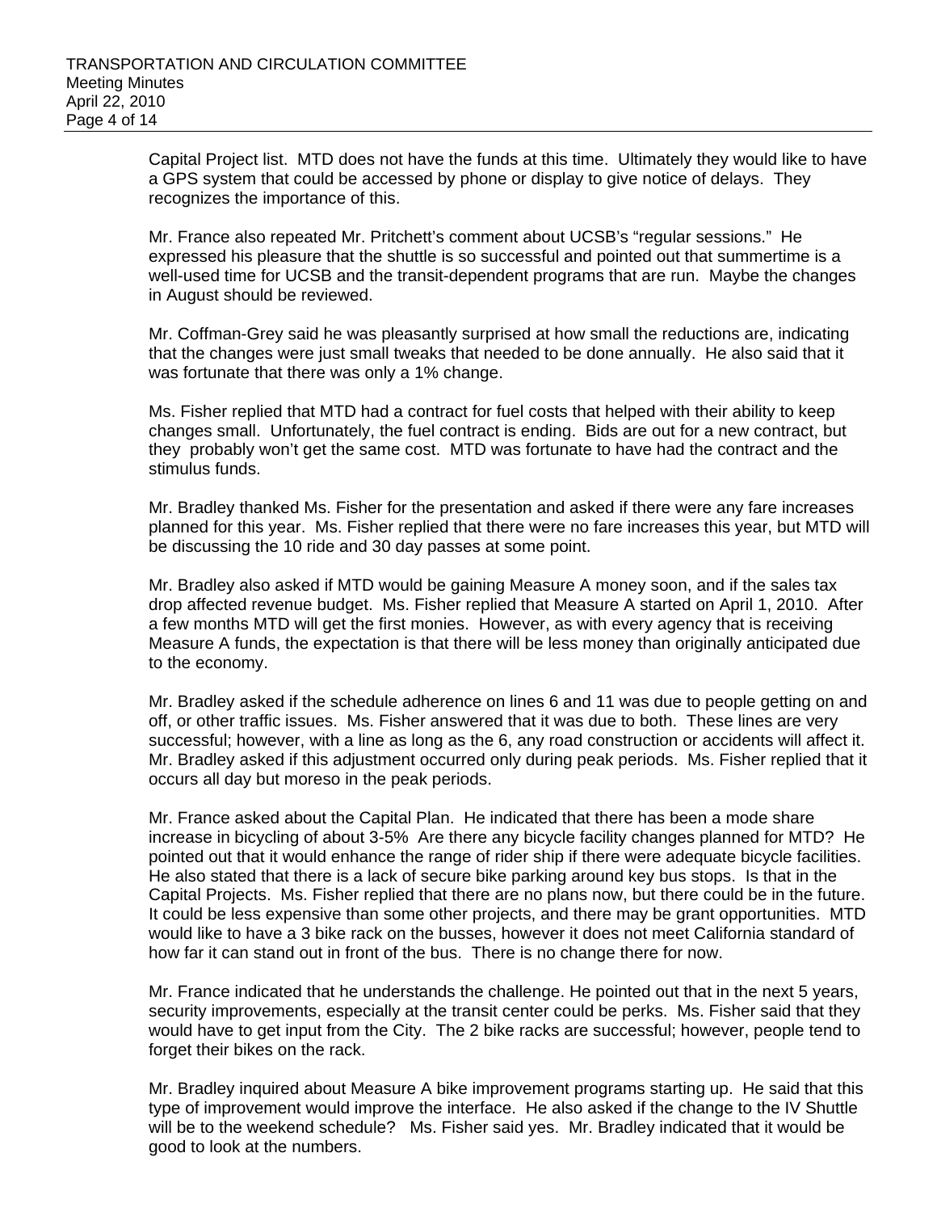Capital Project list. MTD does not have the funds at this time. Ultimately they would like to have a GPS system that could be accessed by phone or display to give notice of delays. They recognizes the importance of this.

Mr. France also repeated Mr. Pritchett's comment about UCSB's "regular sessions." He expressed his pleasure that the shuttle is so successful and pointed out that summertime is a well-used time for UCSB and the transit-dependent programs that are run. Maybe the changes in August should be reviewed.

Mr. Coffman-Grey said he was pleasantly surprised at how small the reductions are, indicating that the changes were just small tweaks that needed to be done annually. He also said that it was fortunate that there was only a 1% change.

Ms. Fisher replied that MTD had a contract for fuel costs that helped with their ability to keep changes small. Unfortunately, the fuel contract is ending. Bids are out for a new contract, but they probably won't get the same cost. MTD was fortunate to have had the contract and the stimulus funds.

Mr. Bradley thanked Ms. Fisher for the presentation and asked if there were any fare increases planned for this year. Ms. Fisher replied that there were no fare increases this year, but MTD will be discussing the 10 ride and 30 day passes at some point.

Mr. Bradley also asked if MTD would be gaining Measure A money soon, and if the sales tax drop affected revenue budget. Ms. Fisher replied that Measure A started on April 1, 2010. After a few months MTD will get the first monies. However, as with every agency that is receiving Measure A funds, the expectation is that there will be less money than originally anticipated due to the economy.

Mr. Bradley asked if the schedule adherence on lines 6 and 11 was due to people getting on and off, or other traffic issues. Ms. Fisher answered that it was due to both. These lines are very successful; however, with a line as long as the 6, any road construction or accidents will affect it. Mr. Bradley asked if this adjustment occurred only during peak periods. Ms. Fisher replied that it occurs all day but moreso in the peak periods.

Mr. France asked about the Capital Plan. He indicated that there has been a mode share increase in bicycling of about 3-5% Are there any bicycle facility changes planned for MTD? He pointed out that it would enhance the range of rider ship if there were adequate bicycle facilities. He also stated that there is a lack of secure bike parking around key bus stops. Is that in the Capital Projects. Ms. Fisher replied that there are no plans now, but there could be in the future. It could be less expensive than some other projects, and there may be grant opportunities. MTD would like to have a 3 bike rack on the busses, however it does not meet California standard of how far it can stand out in front of the bus. There is no change there for now.

Mr. France indicated that he understands the challenge. He pointed out that in the next 5 years, security improvements, especially at the transit center could be perks. Ms. Fisher said that they would have to get input from the City. The 2 bike racks are successful; however, people tend to forget their bikes on the rack.

Mr. Bradley inquired about Measure A bike improvement programs starting up. He said that this type of improvement would improve the interface. He also asked if the change to the IV Shuttle will be to the weekend schedule? Ms. Fisher said yes. Mr. Bradley indicated that it would be good to look at the numbers.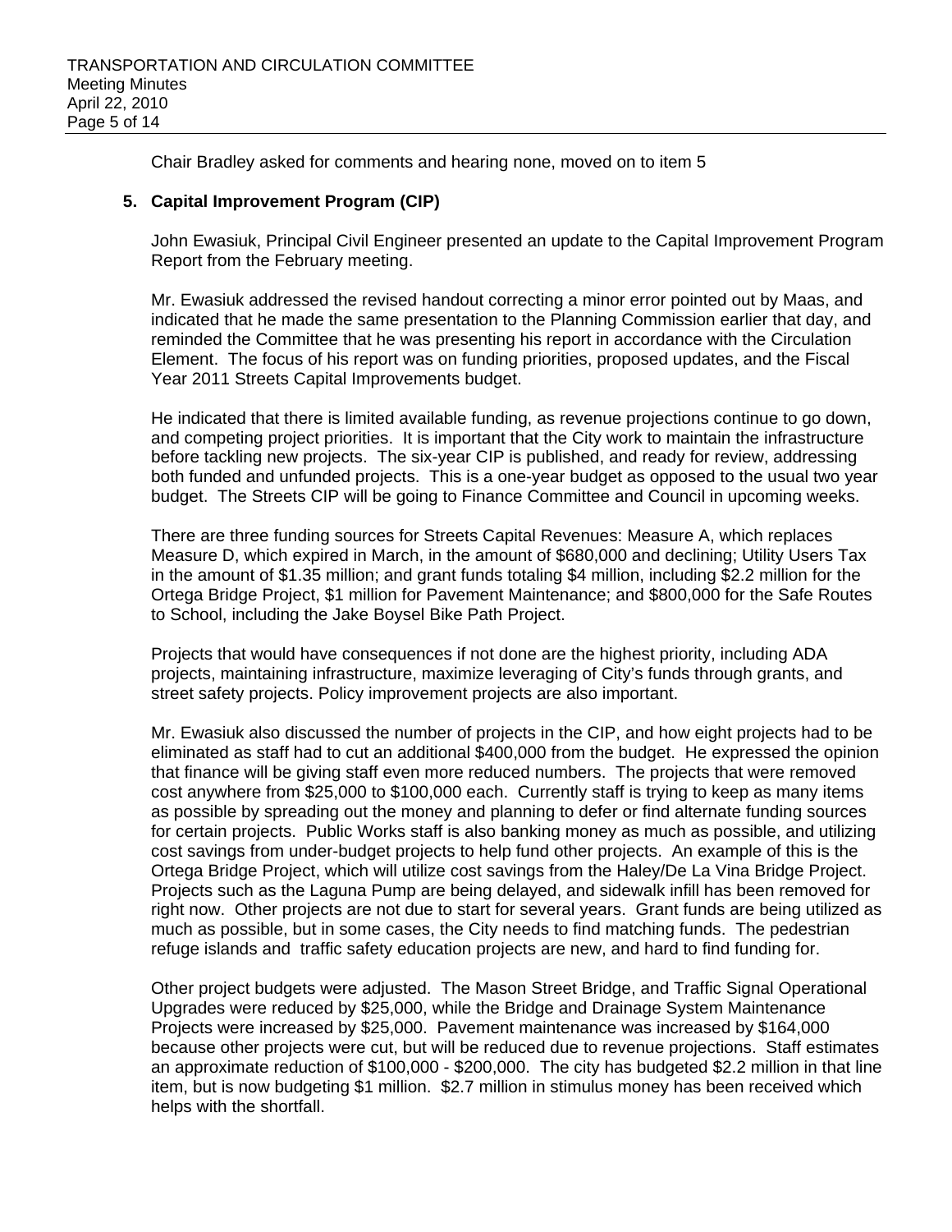Chair Bradley asked for comments and hearing none, moved on to item 5

**5. Capital Improvement Program (CIP)**

John Ewasiuk, Principal Civil Engineer presented an update to the Capital Improvement Program Report from the February meeting.

Mr. Ewasiuk addressed the revised handout correcting a minor error pointed out by Maas, and indicated that he made the same presentation to the Planning Commission earlier that day, and reminded the Committee that he was presenting his report in accordance with the Circulation Element. The focus of his report was on funding priorities, proposed updates, and the Fiscal Year 2011 Streets Capital Improvements budget.

He indicated that there is limited available funding, as revenue projections continue to go down, and competing project priorities. It is important that the City work to maintain the infrastructure before tackling new projects. The six-year CIP is published, and ready for review, addressing both funded and unfunded projects. This is a one-year budget as opposed to the usual two year budget. The Streets CIP will be going to Finance Committee and Council in upcoming weeks.

There are three funding sources for Streets Capital Revenues: Measure A, which replaces Measure D, which expired in March, in the amount of $680,000 and declining; Utility Users Tax in the amount of $1.35 million; and grant funds totaling $4 million, including $2.2 million for the Ortega Bridge Project, $1 million for Pavement Maintenance; and $800,000 for the Safe Routes to School, including the Jake Boysel Bike Path Project.

Projects that would have consequences if not done are the highest priority, including ADA projects, maintaining infrastructure, maximize leveraging of City's funds through grants, and street safety projects. Policy improvement projects are also important.

Mr. Ewasiuk also discussed the number of projects in the CIP, and how eight projects had to be eliminated as staff had to cut an additional $400,000 from the budget. He expressed the opinion that finance will be giving staff even more reduced numbers. The projects that were removed cost anywhere from $25,000 to $100,000 each. Currently staff is trying to keep as many items as possible by spreading out the money and planning to defer or find alternate funding sources for certain projects. Public Works staff is also banking money as much as possible, and utilizing cost savings from under-budget projects to help fund other projects. An example of this is the Ortega Bridge Project, which will utilize cost savings from the Haley/De La Vina Bridge Project. Projects such as the Laguna Pump are being delayed, and sidewalk infill has been removed for right now. Other projects are not due to start for several years. Grant funds are being utilized as much as possible, but in some cases, the City needs to find matching funds. The pedestrian refuge islands and traffic safety education projects are new, and hard to find funding for.

Other project budgets were adjusted. The Mason Street Bridge, and Traffic Signal Operational Upgrades were reduced by $25,000, while the Bridge and Drainage System Maintenance Projects were increased by $25,000. Pavement maintenance was increased by $164,000 because other projects were cut, but will be reduced due to revenue projections. Staff estimates an approximate reduction of $100,000 - $200,000. The city has budgeted $2.2 million in that line item, but is now budgeting $1 million. $2.7 million in stimulus money has been received which helps with the shortfall.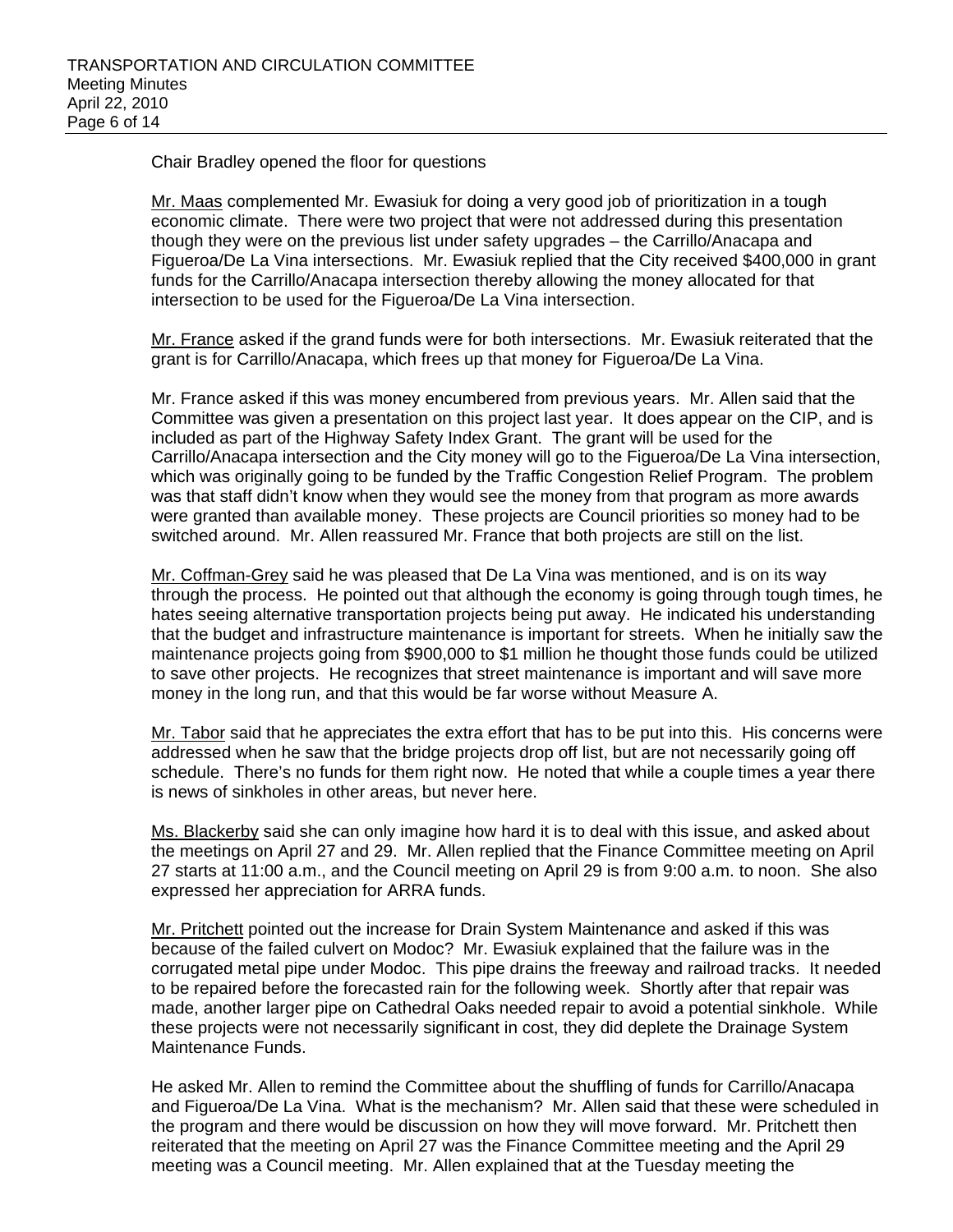Chair Bradley opened the floor for questions

Mr. Maas complemented Mr. Ewasiuk for doing a very good job of prioritization in a tough economic climate. There were two project that were not addressed during this presentation though they were on the previous list under safety upgrades – the Carrillo/Anacapa and Figueroa/De La Vina intersections. Mr. Ewasiuk replied that the City received $400,000 in grant funds for the Carrillo/Anacapa intersection thereby allowing the money allocated for that intersection to be used for the Figueroa/De La Vina intersection.

Mr. France asked if the grand funds were for both intersections. Mr. Ewasiuk reiterated that the grant is for Carrillo/Anacapa, which frees up that money for Figueroa/De La Vina.

Mr. France asked if this was money encumbered from previous years. Mr. Allen said that the Committee was given a presentation on this project last year. It does appear on the CIP, and is included as part of the Highway Safety Index Grant. The grant will be used for the Carrillo/Anacapa intersection and the City money will go to the Figueroa/De La Vina intersection, which was originally going to be funded by the Traffic Congestion Relief Program. The problem was that staff didn't know when they would see the money from that program as more awards were granted than available money. These projects are Council priorities so money had to be switched around. Mr. Allen reassured Mr. France that both projects are still on the list.

Mr. Coffman-Grey said he was pleased that De La Vina was mentioned, and is on its way through the process. He pointed out that although the economy is going through tough times, he hates seeing alternative transportation projects being put away. He indicated his understanding that the budget and infrastructure maintenance is important for streets. When he initially saw the maintenance projects going from $900,000 to $1 million he thought those funds could be utilized to save other projects. He recognizes that street maintenance is important and will save more money in the long run, and that this would be far worse without Measure A.

Mr. Tabor said that he appreciates the extra effort that has to be put into this. His concerns were addressed when he saw that the bridge projects drop off list, but are not necessarily going off schedule. There's no funds for them right now. He noted that while a couple times a year there is news of sinkholes in other areas, but never here.

Ms. Blackerby said she can only imagine how hard it is to deal with this issue, and asked about the meetings on April 27 and 29. Mr. Allen replied that the Finance Committee meeting on April 27 starts at 11:00 a.m., and the Council meeting on April 29 is from 9:00 a.m. to noon. She also expressed her appreciation for ARRA funds.

Mr. Pritchett pointed out the increase for Drain System Maintenance and asked if this was because of the failed culvert on Modoc? Mr. Ewasiuk explained that the failure was in the corrugated metal pipe under Modoc. This pipe drains the freeway and railroad tracks. It needed to be repaired before the forecasted rain for the following week. Shortly after that repair was made, another larger pipe on Cathedral Oaks needed repair to avoid a potential sinkhole. While these projects were not necessarily significant in cost, they did deplete the Drainage System Maintenance Funds.

He asked Mr. Allen to remind the Committee about the shuffling of funds for Carrillo/Anacapa and Figueroa/De La Vina. What is the mechanism? Mr. Allen said that these were scheduled in the program and there would be discussion on how they will move forward. Mr. Pritchett then reiterated that the meeting on April 27 was the Finance Committee meeting and the April 29 meeting was a Council meeting. Mr. Allen explained that at the Tuesday meeting the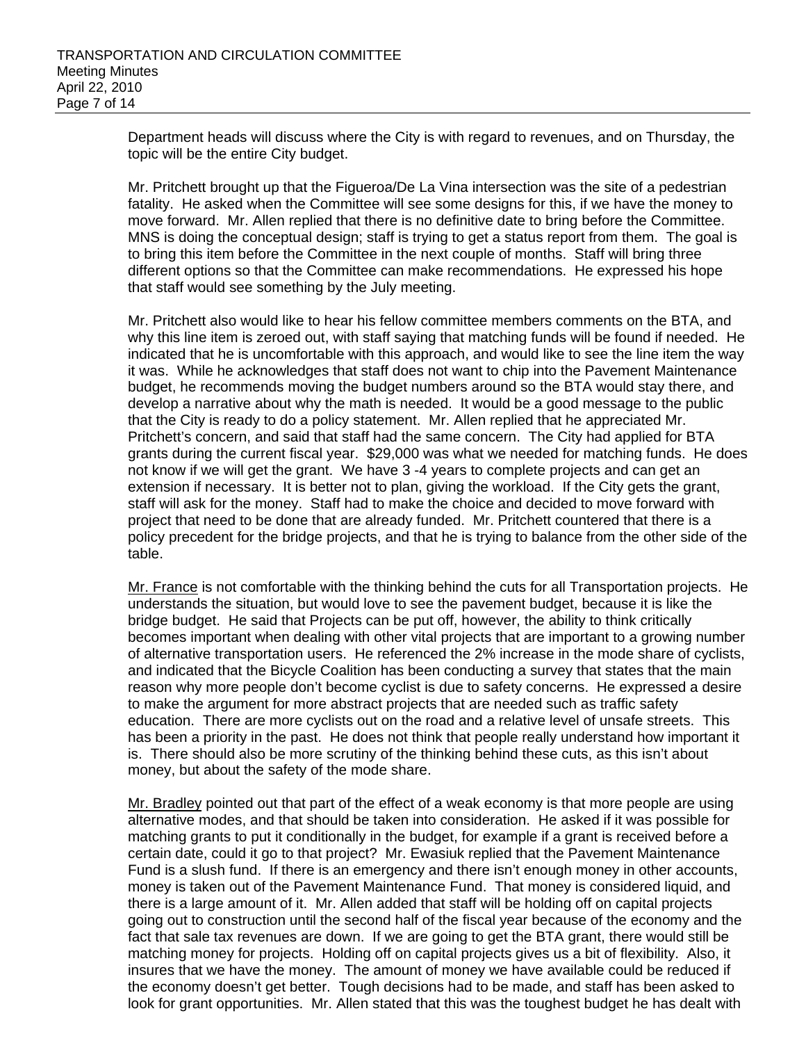Department heads will discuss where the City is with regard to revenues, and on Thursday, the topic will be the entire City budget.

Mr. Pritchett brought up that the Figueroa/De La Vina intersection was the site of a pedestrian fatality. He asked when the Committee will see some designs for this, if we have the money to move forward. Mr. Allen replied that there is no definitive date to bring before the Committee. MNS is doing the conceptual design; staff is trying to get a status report from them. The goal is to bring this item before the Committee in the next couple of months. Staff will bring three different options so that the Committee can make recommendations. He expressed his hope that staff would see something by the July meeting.

Mr. Pritchett also would like to hear his fellow committee members comments on the BTA, and why this line item is zeroed out, with staff saying that matching funds will be found if needed. He indicated that he is uncomfortable with this approach, and would like to see the line item the way it was. While he acknowledges that staff does not want to chip into the Pavement Maintenance budget, he recommends moving the budget numbers around so the BTA would stay there, and develop a narrative about why the math is needed. It would be a good message to the public that the City is ready to do a policy statement. Mr. Allen replied that he appreciated Mr. Pritchett's concern, and said that staff had the same concern. The City had applied for BTA grants during the current fiscal year. $29,000 was what we needed for matching funds. He does not know if we will get the grant. We have 3 -4 years to complete projects and can get an extension if necessary. It is better not to plan, giving the workload. If the City gets the grant, staff will ask for the money. Staff had to make the choice and decided to move forward with project that need to be done that are already funded. Mr. Pritchett countered that there is a policy precedent for the bridge projects, and that he is trying to balance from the other side of the table.

<u>Mr. France</u> is not comfortable with the thinking behind the cuts for all Transportation projects. He understands the situation, but would love to see the pavement budget, because it is like the bridge budget. He said that Projects can be put off, however, the ability to think critically becomes important when dealing with other vital projects that are important to a growing number of alternative transportation users. He referenced the 2% increase in the mode share of cyclists, and indicated that the Bicycle Coalition has been conducting a survey that states that the main reason why more people don't become cyclist is due to safety concerns. He expressed a desire to make the argument for more abstract projects that are needed such as traffic safety education. There are more cyclists out on the road and a relative level of unsafe streets. This has been a priority in the past. He does not think that people really understand how important it is. There should also be more scrutiny of the thinking behind these cuts, as this isn't about money, but about the safety of the mode share.

<u>Mr. Bradley</u> pointed out that part of the effect of a weak economy is that more people are using alternative modes, and that should be taken into consideration. He asked if it was possible for matching grants to put it conditionally in the budget, for example if a grant is received before a certain date, could it go to that project? Mr. Ewasiuk replied that the Pavement Maintenance Fund is a slush fund. If there is an emergency and there isn't enough money in other accounts, money is taken out of the Pavement Maintenance Fund. That money is considered liquid, and there is a large amount of it. Mr. Allen added that staff will be holding off on capital projects going out to construction until the second half of the fiscal year because of the economy and the fact that sale tax revenues are down. If we are going to get the BTA grant, there would still be matching money for projects. Holding off on capital projects gives us a bit of flexibility. Also, it insures that we have the money. The amount of money we have available could be reduced if the economy doesn't get better. Tough decisions had to be made, and staff has been asked to look for grant opportunities. Mr. Allen stated that this was the toughest budget he has dealt with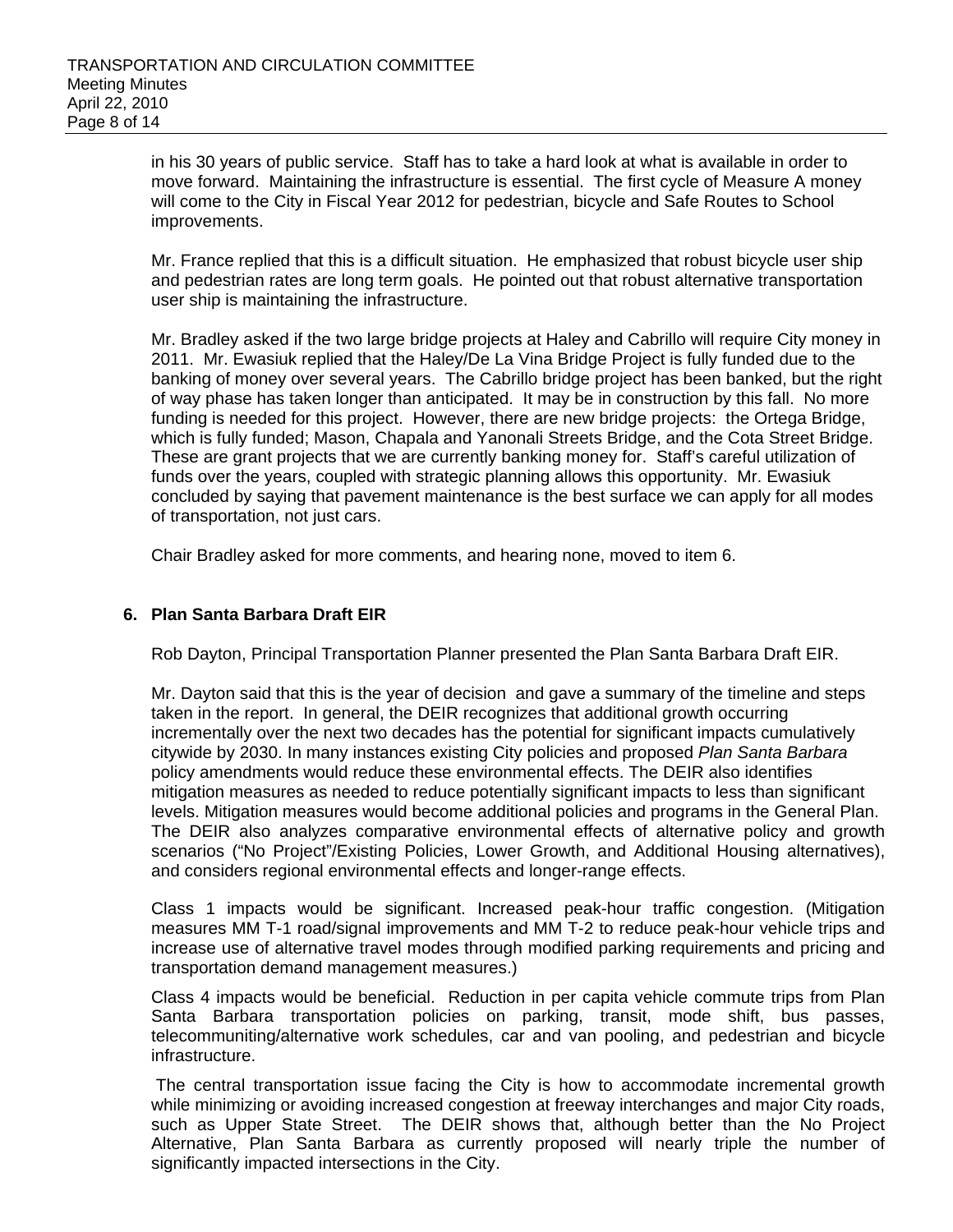in his 30 years of public service. Staff has to take a hard look at what is available in order to move forward. Maintaining the infrastructure is essential. The first cycle of Measure A money will come to the City in Fiscal Year 2012 for pedestrian, bicycle and Safe Routes to School improvements.

Mr. France replied that this is a difficult situation. He emphasized that robust bicycle user ship and pedestrian rates are long term goals. He pointed out that robust alternative transportation user ship is maintaining the infrastructure.

Mr. Bradley asked if the two large bridge projects at Haley and Cabrillo will require City money in 2011. Mr. Ewasiuk replied that the Haley/De La Vina Bridge Project is fully funded due to the banking of money over several years. The Cabrillo bridge project has been banked, but the right of way phase has taken longer than anticipated. It may be in construction by this fall. No more funding is needed for this project. However, there are new bridge projects: the Ortega Bridge, which is fully funded; Mason, Chapala and Yanonali Streets Bridge, and the Cota Street Bridge. These are grant projects that we are currently banking money for. Staff's careful utilization of funds over the years, coupled with strategic planning allows this opportunity. Mr. Ewasiuk concluded by saying that pavement maintenance is the best surface we can apply for all modes of transportation, not just cars.

Chair Bradley asked for more comments, and hearing none, moved to item 6.

**6. Plan Santa Barbara Draft EIR**

Rob Dayton, Principal Transportation Planner presented the Plan Santa Barbara Draft EIR.

Mr. Dayton said that this is the year of decision and gave a summary of the timeline and steps taken in the report. In general, the DEIR recognizes that additional growth occurring incrementally over the next two decades has the potential for significant impacts cumulatively citywide by 2030. In many instances existing City policies and proposed *Plan Santa Barbara* policy amendments would reduce these environmental effects. The DEIR also identifies mitigation measures as needed to reduce potentially significant impacts to less than significant levels. Mitigation measures would become additional policies and programs in the General Plan. The DEIR also analyzes comparative environmental effects of alternative policy and growth scenarios ("No Project"/Existing Policies, Lower Growth, and Additional Housing alternatives), and considers regional environmental effects and longer-range effects.

Class 1 impacts would be significant. Increased peak-hour traffic congestion. (Mitigation measures MM T-1 road/signal improvements and MM T-2 to reduce peak-hour vehicle trips and increase use of alternative travel modes through modified parking requirements and pricing and transportation demand management measures.)

Class 4 impacts would be beneficial. Reduction in per capita vehicle commute trips from Plan Santa Barbara transportation policies on parking, transit, mode shift, bus passes, telecommuniting/alternative work schedules, car and van pooling, and pedestrian and bicycle infrastructure.

The central transportation issue facing the City is how to accommodate incremental growth while minimizing or avoiding increased congestion at freeway interchanges and major City roads, such as Upper State Street. The DEIR shows that, although better than the No Project Alternative, Plan Santa Barbara as currently proposed will nearly triple the number of significantly impacted intersections in the City.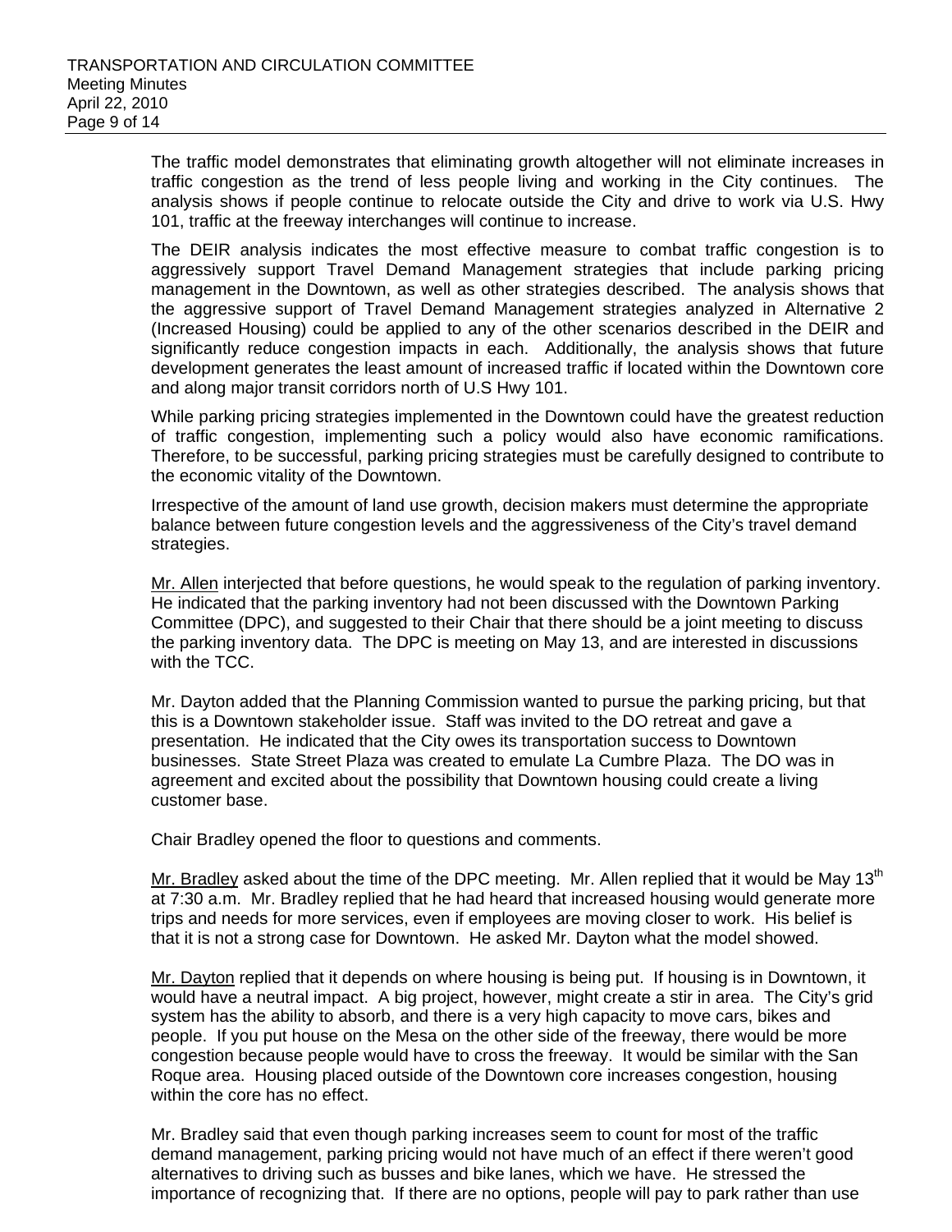The traffic model demonstrates that eliminating growth altogether will not eliminate increases in traffic congestion as the trend of less people living and working in the City continues. The analysis shows if people continue to relocate outside the City and drive to work via U.S. Hwy 101, traffic at the freeway interchanges will continue to increase.

The DEIR analysis indicates the most effective measure to combat traffic congestion is to aggressively support Travel Demand Management strategies that include parking pricing management in the Downtown, as well as other strategies described. The analysis shows that the aggressive support of Travel Demand Management strategies analyzed in Alternative 2 (Increased Housing) could be applied to any of the other scenarios described in the DEIR and significantly reduce congestion impacts in each. Additionally, the analysis shows that future development generates the least amount of increased traffic if located within the Downtown core and along major transit corridors north of U.S Hwy 101.

While parking pricing strategies implemented in the Downtown could have the greatest reduction of traffic congestion, implementing such a policy would also have economic ramifications. Therefore, to be successful, parking pricing strategies must be carefully designed to contribute to the economic vitality of the Downtown.

Irrespective of the amount of land use growth, decision makers must determine the appropriate balance between future congestion levels and the aggressiveness of the City's travel demand strategies.

Mr. Allen interjected that before questions, he would speak to the regulation of parking inventory. He indicated that the parking inventory had not been discussed with the Downtown Parking Committee (DPC), and suggested to their Chair that there should be a joint meeting to discuss the parking inventory data. The DPC is meeting on May 13, and are interested in discussions with the TCC.

Mr. Dayton added that the Planning Commission wanted to pursue the parking pricing, but that this is a Downtown stakeholder issue. Staff was invited to the DO retreat and gave a presentation. He indicated that the City owes its transportation success to Downtown businesses. State Street Plaza was created to emulate La Cumbre Plaza. The DO was in agreement and excited about the possibility that Downtown housing could create a living customer base.

Chair Bradley opened the floor to questions and comments.

Mr. Bradley asked about the time of the DPC meeting. Mr. Allen replied that it would be May 13th at 7:30 a.m. Mr. Bradley replied that he had heard that increased housing would generate more trips and needs for more services, even if employees are moving closer to work. His belief is that it is not a strong case for Downtown. He asked Mr. Dayton what the model showed.

Mr. Dayton replied that it depends on where housing is being put. If housing is in Downtown, it would have a neutral impact. A big project, however, might create a stir in area. The City's grid system has the ability to absorb, and there is a very high capacity to move cars, bikes and people. If you put house on the Mesa on the other side of the freeway, there would be more congestion because people would have to cross the freeway. It would be similar with the San Roque area. Housing placed outside of the Downtown core increases congestion, housing within the core has no effect.

Mr. Bradley said that even though parking increases seem to count for most of the traffic demand management, parking pricing would not have much of an effect if there weren't good alternatives to driving such as busses and bike lanes, which we have. He stressed the importance of recognizing that. If there are no options, people will pay to park rather than use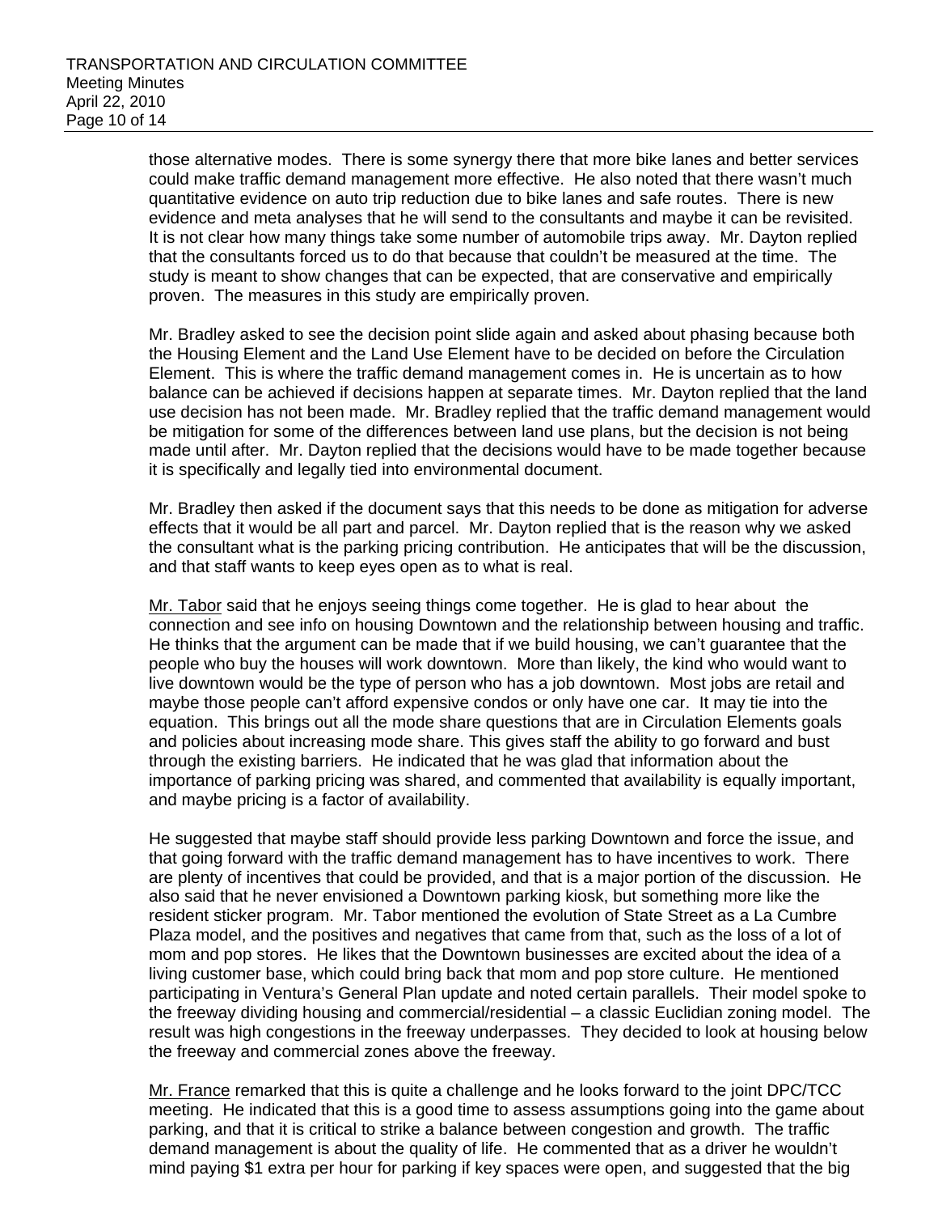those alternative modes. There is some synergy there that more bike lanes and better services could make traffic demand management more effective. He also noted that there wasn't much quantitative evidence on auto trip reduction due to bike lanes and safe routes. There is new evidence and meta analyses that he will send to the consultants and maybe it can be revisited. It is not clear how many things take some number of automobile trips away. Mr. Dayton replied that the consultants forced us to do that because that couldn't be measured at the time. The study is meant to show changes that can be expected, that are conservative and empirically proven. The measures in this study are empirically proven.

Mr. Bradley asked to see the decision point slide again and asked about phasing because both the Housing Element and the Land Use Element have to be decided on before the Circulation Element. This is where the traffic demand management comes in. He is uncertain as to how balance can be achieved if decisions happen at separate times. Mr. Dayton replied that the land use decision has not been made. Mr. Bradley replied that the traffic demand management would be mitigation for some of the differences between land use plans, but the decision is not being made until after. Mr. Dayton replied that the decisions would have to be made together because it is specifically and legally tied into environmental document.

Mr. Bradley then asked if the document says that this needs to be done as mitigation for adverse effects that it would be all part and parcel. Mr. Dayton replied that is the reason why we asked the consultant what is the parking pricing contribution. He anticipates that will be the discussion, and that staff wants to keep eyes open as to what is real.

Mr. Tabor said that he enjoys seeing things come together. He is glad to hear about the connection and see info on housing Downtown and the relationship between housing and traffic. He thinks that the argument can be made that if we build housing, we can't guarantee that the people who buy the houses will work downtown. More than likely, the kind who would want to live downtown would be the type of person who has a job downtown. Most jobs are retail and maybe those people can't afford expensive condos or only have one car. It may tie into the equation. This brings out all the mode share questions that are in Circulation Elements goals and policies about increasing mode share. This gives staff the ability to go forward and bust through the existing barriers. He indicated that he was glad that information about the importance of parking pricing was shared, and commented that availability is equally important, and maybe pricing is a factor of availability.

He suggested that maybe staff should provide less parking Downtown and force the issue, and that going forward with the traffic demand management has to have incentives to work. There are plenty of incentives that could be provided, and that is a major portion of the discussion. He also said that he never envisioned a Downtown parking kiosk, but something more like the resident sticker program. Mr. Tabor mentioned the evolution of State Street as a La Cumbre Plaza model, and the positives and negatives that came from that, such as the loss of a lot of mom and pop stores. He likes that the Downtown businesses are excited about the idea of a living customer base, which could bring back that mom and pop store culture. He mentioned participating in Ventura's General Plan update and noted certain parallels. Their model spoke to the freeway dividing housing and commercial/residential – a classic Euclidian zoning model. The result was high congestions in the freeway underpasses. They decided to look at housing below the freeway and commercial zones above the freeway.

Mr. France remarked that this is quite a challenge and he looks forward to the joint DPC/TCC meeting. He indicated that this is a good time to assess assumptions going into the game about parking, and that it is critical to strike a balance between congestion and growth. The traffic demand management is about the quality of life. He commented that as a driver he wouldn't mind paying $1 extra per hour for parking if key spaces were open, and suggested that the big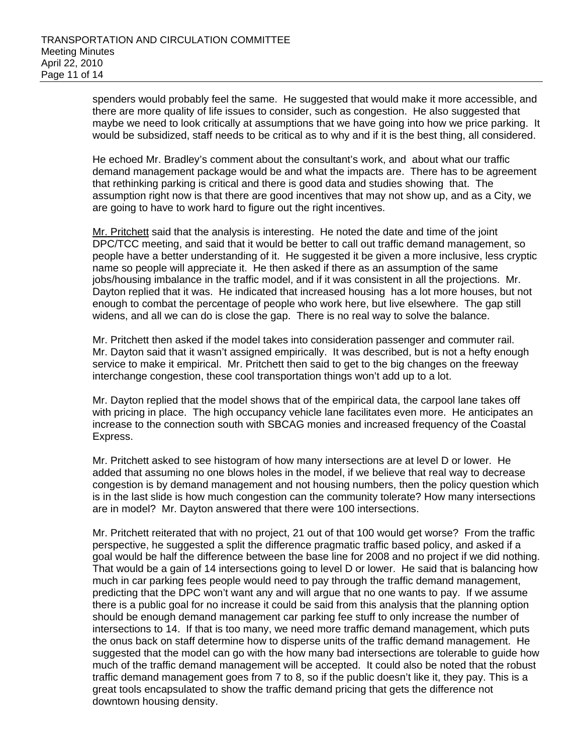spenders would probably feel the same. He suggested that would make it more accessible, and there are more quality of life issues to consider, such as congestion. He also suggested that maybe we need to look critically at assumptions that we have going into how we price parking. It would be subsidized, staff needs to be critical as to why and if it is the best thing, all considered.

He echoed Mr. Bradley's comment about the consultant's work, and about what our traffic demand management package would be and what the impacts are. There has to be agreement that rethinking parking is critical and there is good data and studies showing that. The assumption right now is that there are good incentives that may not show up, and as a City, we are going to have to work hard to figure out the right incentives.

Mr. Pritchett said that the analysis is interesting. He noted the date and time of the joint DPC/TCC meeting, and said that it would be better to call out traffic demand management, so people have a better understanding of it. He suggested it be given a more inclusive, less cryptic name so people will appreciate it. He then asked if there as an assumption of the same jobs/housing imbalance in the traffic model, and if it was consistent in all the projections. Mr. Dayton replied that it was. He indicated that increased housing has a lot more houses, but not enough to combat the percentage of people who work here, but live elsewhere. The gap still widens, and all we can do is close the gap. There is no real way to solve the balance.

Mr. Pritchett then asked if the model takes into consideration passenger and commuter rail. Mr. Dayton said that it wasn't assigned empirically. It was described, but is not a hefty enough service to make it empirical. Mr. Pritchett then said to get to the big changes on the freeway interchange congestion, these cool transportation things won't add up to a lot.

Mr. Dayton replied that the model shows that of the empirical data, the carpool lane takes off with pricing in place. The high occupancy vehicle lane facilitates even more. He anticipates an increase to the connection south with SBCAG monies and increased frequency of the Coastal Express.

Mr. Pritchett asked to see histogram of how many intersections are at level D or lower. He added that assuming no one blows holes in the model, if we believe that real way to decrease congestion is by demand management and not housing numbers, then the policy question which is in the last slide is how much congestion can the community tolerate? How many intersections are in model? Mr. Dayton answered that there were 100 intersections.

Mr. Pritchett reiterated that with no project, 21 out of that 100 would get worse? From the traffic perspective, he suggested a split the difference pragmatic traffic based policy, and asked if a goal would be half the difference between the base line for 2008 and no project if we did nothing. That would be a gain of 14 intersections going to level D or lower. He said that is balancing how much in car parking fees people would need to pay through the traffic demand management, predicting that the DPC won't want any and will argue that no one wants to pay. If we assume there is a public goal for no increase it could be said from this analysis that the planning option should be enough demand management car parking fee stuff to only increase the number of intersections to 14. If that is too many, we need more traffic demand management, which puts the onus back on staff determine how to disperse units of the traffic demand management. He suggested that the model can go with the how many bad intersections are tolerable to guide how much of the traffic demand management will be accepted. It could also be noted that the robust traffic demand management goes from 7 to 8, so if the public doesn't like it, they pay. This is a great tools encapsulated to show the traffic demand pricing that gets the difference not downtown housing density.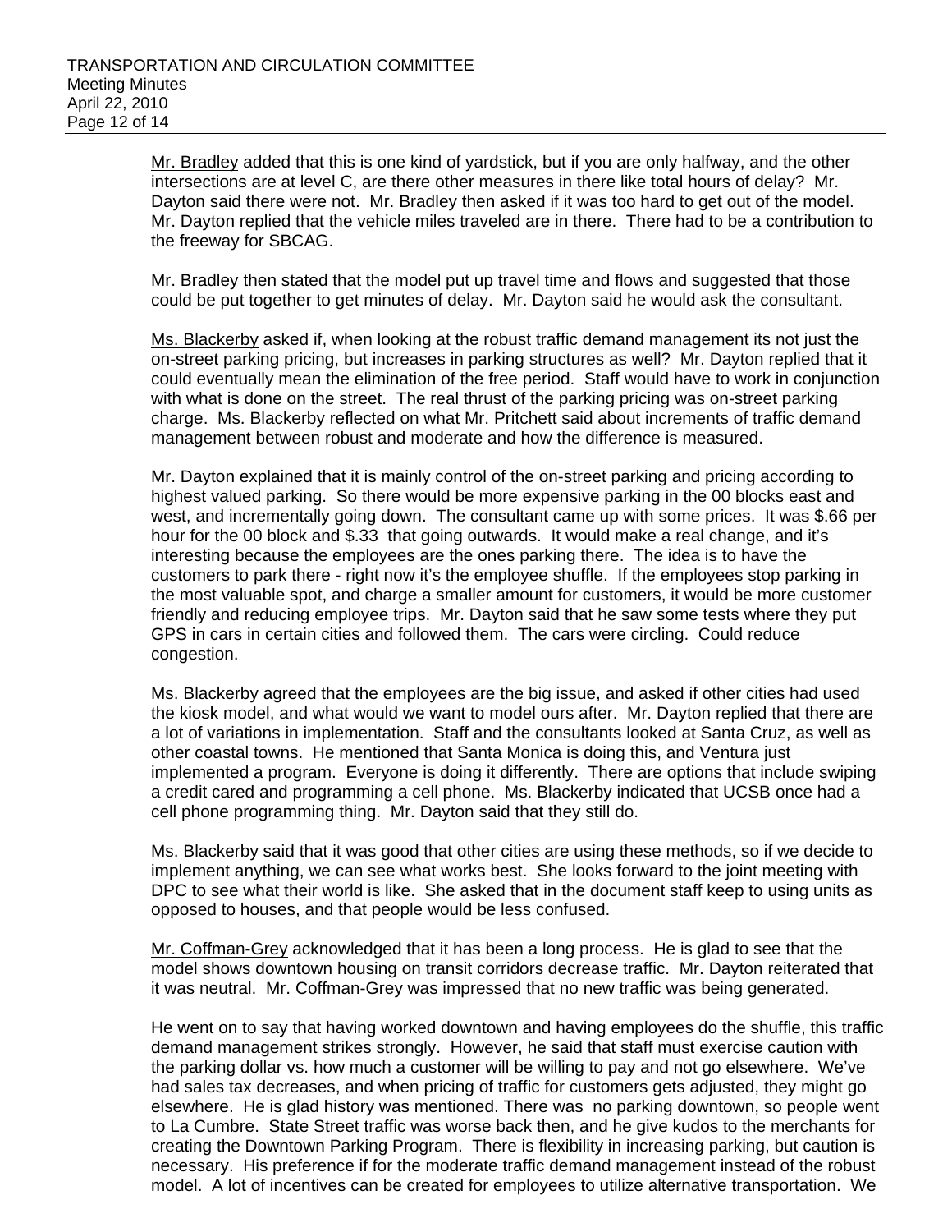Mr. Bradley added that this is one kind of yardstick, but if you are only halfway, and the other intersections are at level C, are there other measures in there like total hours of delay? Mr. Dayton said there were not. Mr. Bradley then asked if it was too hard to get out of the model. Mr. Dayton replied that the vehicle miles traveled are in there. There had to be a contribution to the freeway for SBCAG.

Mr. Bradley then stated that the model put up travel time and flows and suggested that those could be put together to get minutes of delay. Mr. Dayton said he would ask the consultant.

Ms. Blackerby asked if, when looking at the robust traffic demand management its not just the on-street parking pricing, but increases in parking structures as well? Mr. Dayton replied that it could eventually mean the elimination of the free period. Staff would have to work in conjunction with what is done on the street. The real thrust of the parking pricing was on-street parking charge. Ms. Blackerby reflected on what Mr. Pritchett said about increments of traffic demand management between robust and moderate and how the difference is measured.

Mr. Dayton explained that it is mainly control of the on-street parking and pricing according to highest valued parking. So there would be more expensive parking in the 00 blocks east and west, and incrementally going down. The consultant came up with some prices. It was $.66 per hour for the 00 block and $.33 that going outwards. It would make a real change, and it's interesting because the employees are the ones parking there. The idea is to have the customers to park there - right now it's the employee shuffle. If the employees stop parking in the most valuable spot, and charge a smaller amount for customers, it would be more customer friendly and reducing employee trips. Mr. Dayton said that he saw some tests where they put GPS in cars in certain cities and followed them. The cars were circling. Could reduce congestion.

Ms. Blackerby agreed that the employees are the big issue, and asked if other cities had used the kiosk model, and what would we want to model ours after. Mr. Dayton replied that there are a lot of variations in implementation. Staff and the consultants looked at Santa Cruz, as well as other coastal towns. He mentioned that Santa Monica is doing this, and Ventura just implemented a program. Everyone is doing it differently. There are options that include swiping a credit cared and programming a cell phone. Ms. Blackerby indicated that UCSB once had a cell phone programming thing. Mr. Dayton said that they still do.

Ms. Blackerby said that it was good that other cities are using these methods, so if we decide to implement anything, we can see what works best. She looks forward to the joint meeting with DPC to see what their world is like. She asked that in the document staff keep to using units as opposed to houses, and that people would be less confused.

Mr. Coffman-Grey acknowledged that it has been a long process. He is glad to see that the model shows downtown housing on transit corridors decrease traffic. Mr. Dayton reiterated that it was neutral. Mr. Coffman-Grey was impressed that no new traffic was being generated.

He went on to say that having worked downtown and having employees do the shuffle, this traffic demand management strikes strongly. However, he said that staff must exercise caution with the parking dollar vs. how much a customer will be willing to pay and not go elsewhere. We've had sales tax decreases, and when pricing of traffic for customers gets adjusted, they might go elsewhere. He is glad history was mentioned. There was no parking downtown, so people went to La Cumbre. State Street traffic was worse back then, and he give kudos to the merchants for creating the Downtown Parking Program. There is flexibility in increasing parking, but caution is necessary. His preference if for the moderate traffic demand management instead of the robust model. A lot of incentives can be created for employees to utilize alternative transportation. We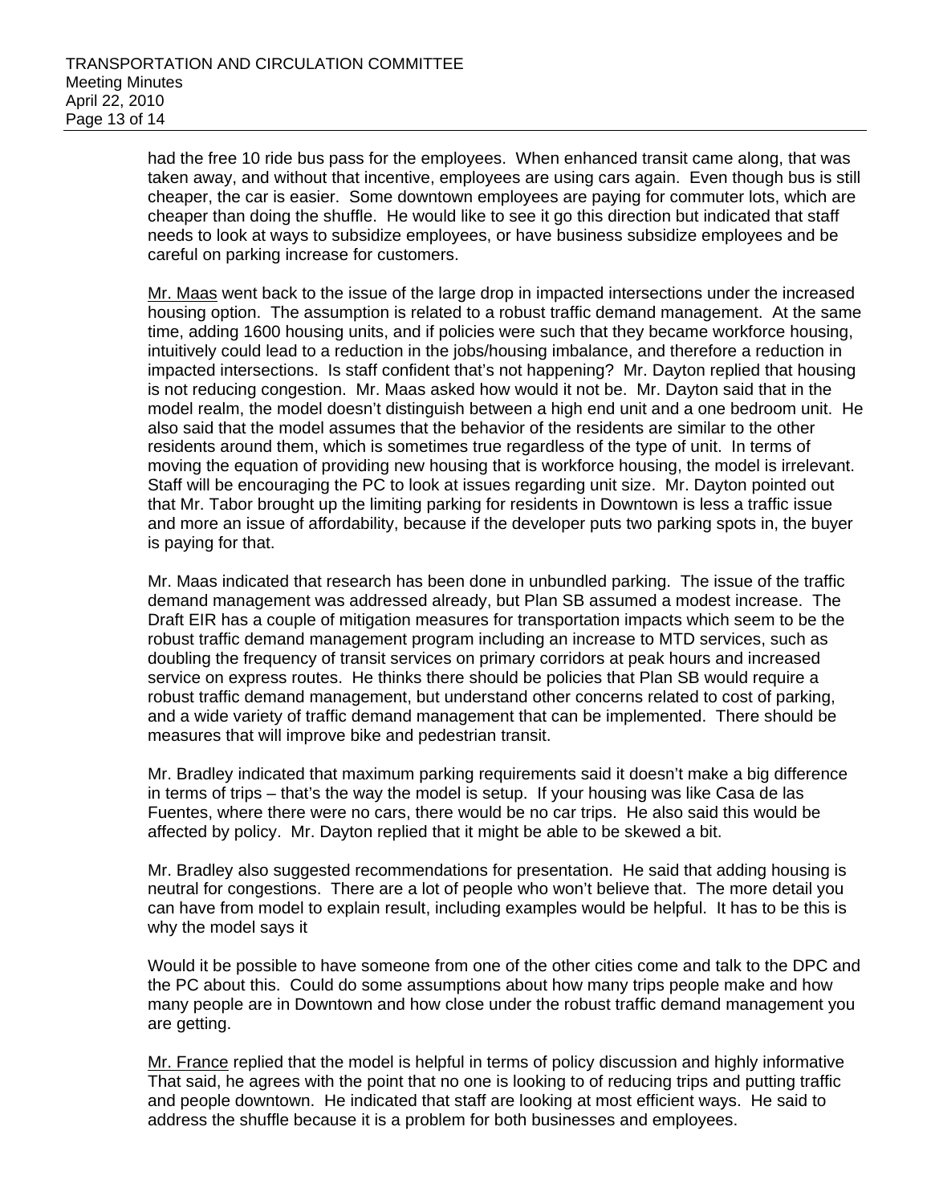had the free 10 ride bus pass for the employees. When enhanced transit came along, that was taken away, and without that incentive, employees are using cars again. Even though bus is still cheaper, the car is easier. Some downtown employees are paying for commuter lots, which are cheaper than doing the shuffle. He would like to see it go this direction but indicated that staff needs to look at ways to subsidize employees, or have business subsidize employees and be careful on parking increase for customers.

Mr. Maas went back to the issue of the large drop in impacted intersections under the increased housing option. The assumption is related to a robust traffic demand management. At the same time, adding 1600 housing units, and if policies were such that they became workforce housing, intuitively could lead to a reduction in the jobs/housing imbalance, and therefore a reduction in impacted intersections. Is staff confident that's not happening? Mr. Dayton replied that housing is not reducing congestion. Mr. Maas asked how would it not be. Mr. Dayton said that in the model realm, the model doesn't distinguish between a high end unit and a one bedroom unit. He also said that the model assumes that the behavior of the residents are similar to the other residents around them, which is sometimes true regardless of the type of unit. In terms of moving the equation of providing new housing that is workforce housing, the model is irrelevant. Staff will be encouraging the PC to look at issues regarding unit size. Mr. Dayton pointed out that Mr. Tabor brought up the limiting parking for residents in Downtown is less a traffic issue and more an issue of affordability, because if the developer puts two parking spots in, the buyer is paying for that.

Mr. Maas indicated that research has been done in unbundled parking. The issue of the traffic demand management was addressed already, but Plan SB assumed a modest increase. The Draft EIR has a couple of mitigation measures for transportation impacts which seem to be the robust traffic demand management program including an increase to MTD services, such as doubling the frequency of transit services on primary corridors at peak hours and increased service on express routes. He thinks there should be policies that Plan SB would require a robust traffic demand management, but understand other concerns related to cost of parking, and a wide variety of traffic demand management that can be implemented. There should be measures that will improve bike and pedestrian transit.

Mr. Bradley indicated that maximum parking requirements said it doesn't make a big difference in terms of trips – that's the way the model is setup. If your housing was like Casa de las Fuentes, where there were no cars, there would be no car trips. He also said this would be affected by policy. Mr. Dayton replied that it might be able to be skewed a bit.

Mr. Bradley also suggested recommendations for presentation. He said that adding housing is neutral for congestions. There are a lot of people who won't believe that. The more detail you can have from model to explain result, including examples would be helpful. It has to be this is why the model says it

Would it be possible to have someone from one of the other cities come and talk to the DPC and the PC about this. Could do some assumptions about how many trips people make and how many people are in Downtown and how close under the robust traffic demand management you are getting.

Mr. France replied that the model is helpful in terms of policy discussion and highly informative That said, he agrees with the point that no one is looking to of reducing trips and putting traffic and people downtown. He indicated that staff are looking at most efficient ways. He said to address the shuffle because it is a problem for both businesses and employees.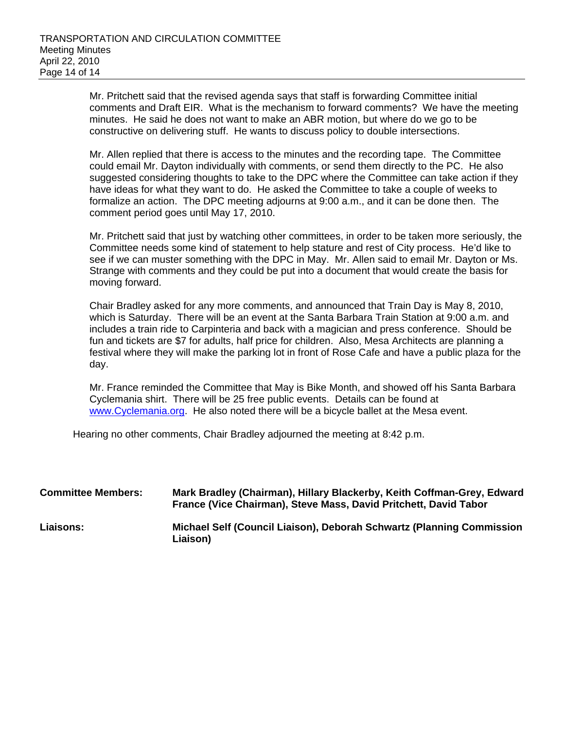Mr. Pritchett said that the revised agenda says that staff is forwarding Committee initial comments and Draft EIR. What is the mechanism to forward comments? We have the meeting minutes. He said he does not want to make an ABR motion, but where do we go to be constructive on delivering stuff. He wants to discuss policy to double intersections.

Mr. Allen replied that there is access to the minutes and the recording tape. The Committee could email Mr. Dayton individually with comments, or send them directly to the PC. He also suggested considering thoughts to take to the DPC where the Committee can take action if they have ideas for what they want to do. He asked the Committee to take a couple of weeks to formalize an action. The DPC meeting adjourns at 9:00 a.m., and it can be done then. The comment period goes until May 17, 2010.

Mr. Pritchett said that just by watching other committees, in order to be taken more seriously, the Committee needs some kind of statement to help stature and rest of City process. He'd like to see if we can muster something with the DPC in May. Mr. Allen said to email Mr. Dayton or Ms. Strange with comments and they could be put into a document that would create the basis for moving forward.

Chair Bradley asked for any more comments, and announced that Train Day is May 8, 2010, which is Saturday. There will be an event at the Santa Barbara Train Station at 9:00 a.m. and includes a train ride to Carpinteria and back with a magician and press conference. Should be fun and tickets are $7 for adults, half price for children. Also, Mesa Architects are planning a festival where they will make the parking lot in front of Rose Cafe and have a public plaza for the day.

Mr. France reminded the Committee that May is Bike Month, and showed off his Santa Barbara Cyclemania shirt. There will be 25 free public events. Details can be found at www.Cyclemania.org. He also noted there will be a bicycle ballet at the Mesa event.

Hearing no other comments, Chair Bradley adjourned the meeting at 8:42 p.m.

**Committee Members:** **Mark Bradley (Chairman), Hillary Blackerby, Keith Coffman-Grey, Edward France (Vice Chairman), Steve Mass, David Pritchett, David Tabor**

**Liaisons:** **Michael Self (Council Liaison), Deborah Schwartz (Planning Commission Liaison)**